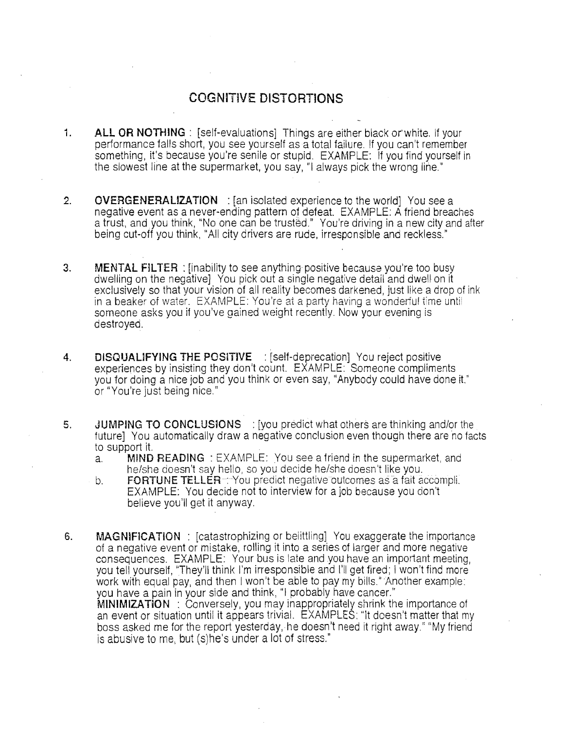# COGNITIVE DISTORTIONS

1. **ALL OR NOTHING** : [self-evaluations] Things are either black or white. If your performance falls short, you see yourself as a total failure. If you can't remember something, it's because you're senile or stupid. EXAMPLE: If you find yourself in the slowest line at the supermarket, you say, "I always pick the wrong line."

2. **OVERGENERALIZATION** : [an isolated experience to the world] You see a negative event as a never-ending pattern of defeat. EXAMPLE: A friend breaches a trust, and you think, "No one can be trusted." You're driving in a new city and after being cut-off you think, "All city drivers are rude, irresponsible and reckless."

3. **MENTAL FILTER** : [inability to see anything positive because you're too busy dwelling on the negative] You pick out a single negative detail and dwell on it exclusively so that your vision of all reality becomes darkened, just like a drop of ink in a beaker of water. EXAMPLE: You're at a party having a wonderful time until someone asks you if you've gained weight recently. Now your evening is destroyed.

4. **DISQUALIFYING THE POSITIVE** : [self-deprecation] You reject positive experiences by insisting they don't count. EXAMPLE: Someone compliments you for doing a nice job and you think or even say, "Anybody could have done it." or "You're just being nice."

5. **JUMPING TO CONCLUSIONS** : [you predict what others are thinking and/or the future] You automatically draw a negative conclusion even though there are no facts to support it.
   a. **MIND READING** : EXAMPLE: You see a friend in the supermarket, and he/she doesn't say hello, so you decide he/she doesn't like you.
   b. **FORTUNE TELLER** : You predict negative outcomes as a fait accompli. EXAMPLE: You decide not to interview for a job because you don't believe you'll get it anyway.

6. **MAGNIFICATION** : [catastrophizing or belittling] You exaggerate the importance of a negative event or mistake, rolling it into a series of larger and more negative consequences. EXAMPLE: Your bus is late and you have an important meeting, you tell yourself, "They'll think I'm irresponsible and I'll get fired; I won't find more work with equal pay, and then I won't be able to pay my bills." Another example: you have a pain in your side and think, "I probably have cancer."
   **MINIMIZATION** : Conversely, you may inappropriately shrink the importance of an event or situation until it appears trivial. EXAMPLES: "It doesn't matter that my boss asked me for the report yesterday, he doesn't need it right away." "My friend is abusive to me, but (s)he's under a lot of stress."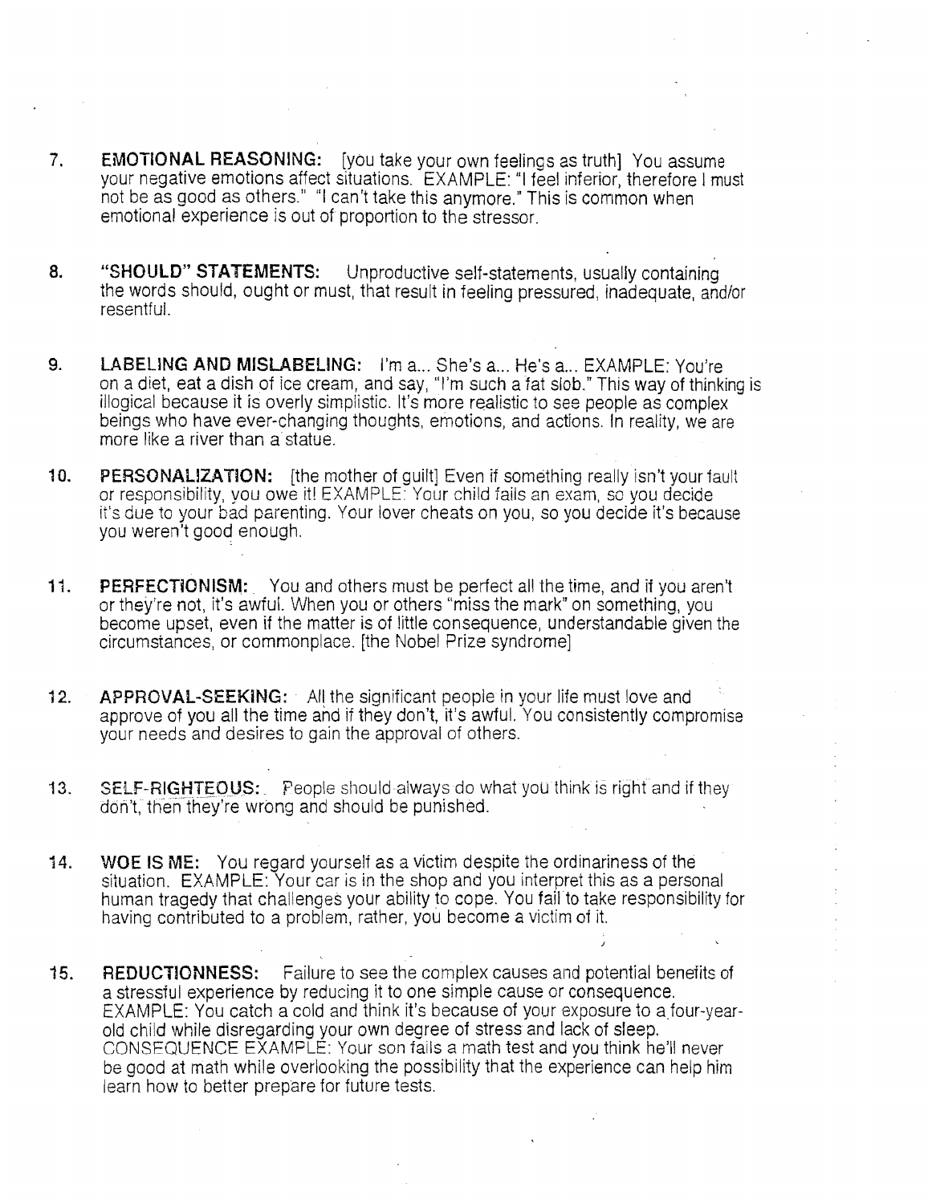7. **EMOTIONAL REASONING:** [you take your own feelings as truth] You assume your negative emotions affect situations. EXAMPLE: "I feel inferior, therefore I must not be as good as others." "I can't take this anymore." This is common when emotional experience is out of proportion to the stressor.

8. **"SHOULD" STATEMENTS:** Unproductive self-statements, usually containing the words should, ought or must, that result in feeling pressured, inadequate, and/or resentful.

9. **LABELING AND MISLABELING:** I'm a... She's a... He's a... EXAMPLE: You're on a diet, eat a dish of ice cream, and say, "I'm such a fat slob." This way of thinking is illogical because it is overly simplistic. It's more realistic to see people as complex beings who have ever-changing thoughts, emotions, and actions. In reality, we are more like a river than a statue.

10. **PERSONALIZATION:** [the mother of guilt] Even if something really isn't your fault or responsibility, you owe it! EXAMPLE: Your child fails an exam, so you decide it's due to your bad parenting. Your lover cheats on you, so you decide it's because you weren't good enough.

11. **PERFECTIONISM:** You and others must be perfect all the time, and if you aren't or they're not, it's awful. When you or others "miss the mark" on something, you become upset, even if the matter is of little consequence, understandable given the circumstances, or commonplace. [the Nobel Prize syndrome]

12. **APPROVAL-SEEKING:** All the significant people in your life must love and approve of you all the time and if they don't, it's awful. You consistently compromise your needs and desires to gain the approval of others.

13. **SELF-RIGHTEOUS:** People should always do what you think is right and if they don't, then they're wrong and should be punished.

14. **WOE IS ME:** You regard yourself as a victim despite the ordinariness of the situation. EXAMPLE: Your car is in the shop and you interpret this as a personal human tragedy that challenges your ability to cope. You fail to take responsibility for having contributed to a problem, rather, you become a victim of it.

15. **REDUCTIONNESS:** Failure to see the complex causes and potential benefits of a stressful experience by reducing it to one simple cause or consequence. EXAMPLE: You catch a cold and think it's because of your exposure to a four-year-old child while disregarding your own degree of stress and lack of sleep. CONSEQUENCE EXAMPLE: Your son fails a math test and you think he'll never be good at math while overlooking the possibility that the experience can help him learn how to better prepare for future tests.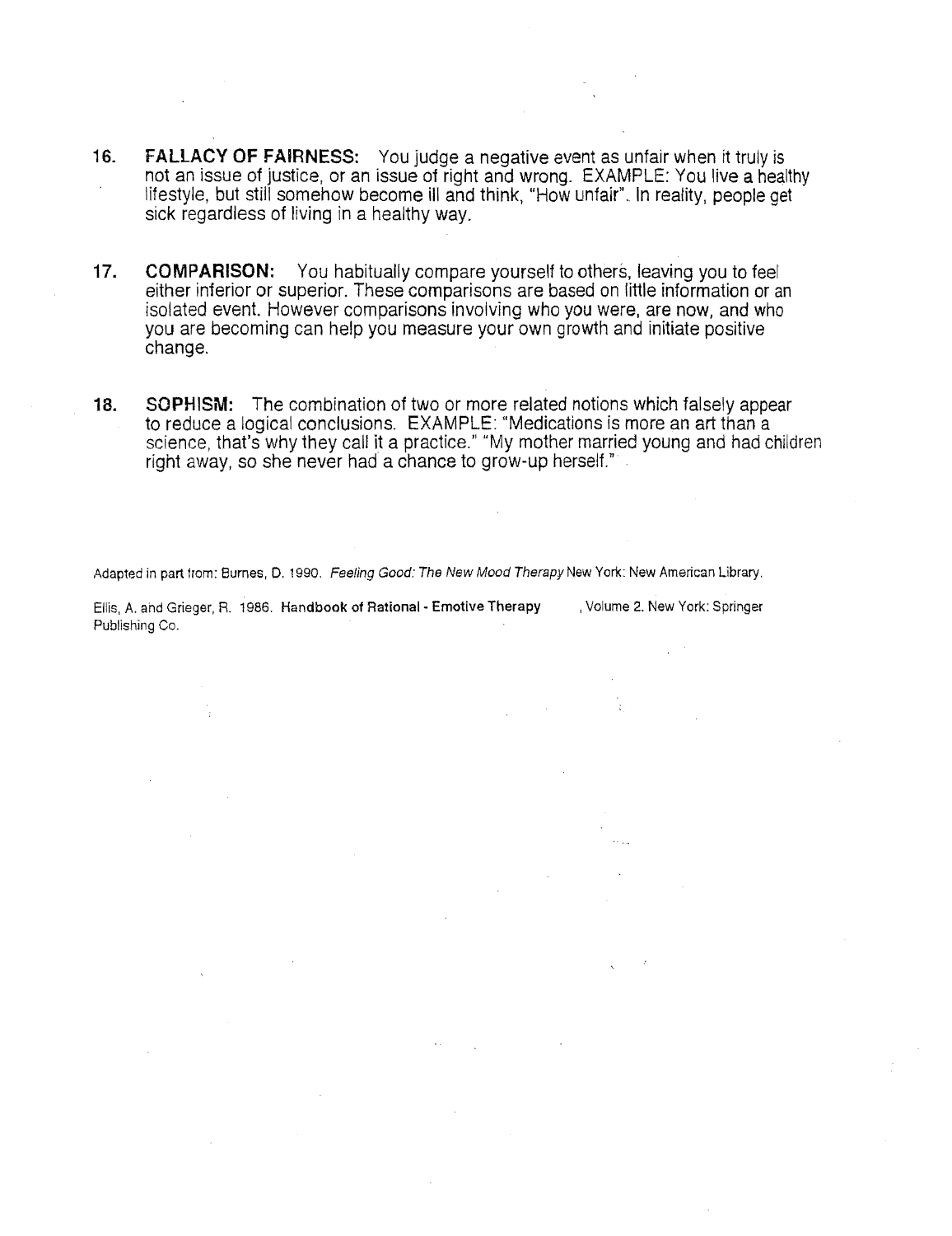16. **FALLACY OF FAIRNESS:** You judge a negative event as unfair when it truly is not an issue of justice, or an issue of right and wrong. EXAMPLE: You live a healthy lifestyle, but still somehow become ill and think, "How unfair". In reality, people get sick regardless of living in a healthy way.

17. **COMPARISON:** You habitually compare yourself to others, leaving you to feel either inferior or superior. These comparisons are based on little information or an isolated event. However comparisons involving who you were, are now, and who you are becoming can help you measure your own growth and initiate positive change.

18. **SOPHISM:** The combination of two or more related notions which falsely appear to reduce a logical conclusions. EXAMPLE: "Medications is more an art than a science, that's why they call it a practice." "My mother married young and had children right away, so she never had a chance to grow-up herself."

Adapted in part from: Burnes, D. 1990. *Feeling Good: The New Mood Therapy* New York: New American Library.

Ellis, A. and Grieger, R. 1986. **Handbook of Rational - Emotive Therapy**, Volume 2. New York: Springer Publishing Co.